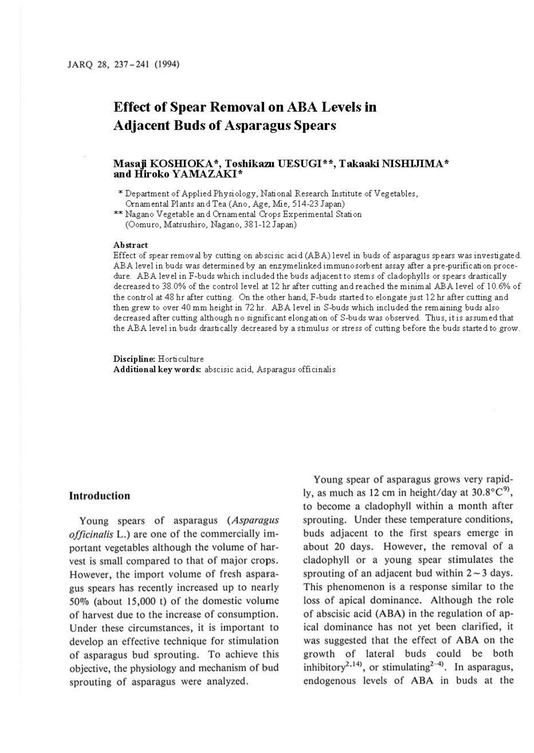# Effect of Spear Removal on ABA Levels in Adjacent Buds of Asparagus Spears

**Masaji KOSHIOKA\*, Toshikazu UESUGI\*\*, Takaaki NISHIJIMA\* and Hiroko YAMAZAKI\***

\* Department of Applied Physiology, National Research Institute of Vegetables, Ornamental Plants and Tea (Ano, Age, Mie, 514-23 Japan)

\*\* Nagano Vegetable and Ornamental Crops Experimental Station (Oomuro, Matsushiro, Nagano, 381-12 Japan)

### Abstract

Effect of spear removal by cutting on abscisic acid (ABA) level in buds of asparagus spears was investigated. ABA level in buds was determined by an enzymelinked immunosorbent assay after a pre-purification procedure. ABA level in F-buds which included the buds adjacent to stems of cladophylls or spears drastically decreased to 38.0% of the control level at 12 hr after cutting and reached the minimal ABA level of 10.6% of the control at 48 hr after cutting. On the other hand, F-buds started to elongate just 12 hr after cutting and then grew to over 40 mm height in 72 hr. ABA level in S-buds which included the remaining buds also decreased after cutting although no significant elongation of S-buds was observed. Thus, it is assumed that the ABA level in buds drastically decreased by a stimulus or stress of cutting before the buds started to grow.

**Discipline:** Horticulture
**Additional key words:** abscisic acid, Asparagus officinalis

## Introduction

Young spears of asparagus (*Asparagus officinalis* L.) are one of the commercially important vegetables although the volume of harvest is small compared to that of major crops. However, the import volume of fresh asparagus spears has recently increased up to nearly 50% (about 15,000 t) of the domestic volume of harvest due to the increase of consumption. Under these circumstances, it is important to develop an effective technique for stimulation of asparagus bud sprouting. To achieve this objective, the physiology and mechanism of bud sprouting of asparagus were analyzed.

Young spear of asparagus grows very rapidly, as much as 12 cm in height/day at 30.8°C[9], to become a cladophyll within a month after sprouting. Under these temperature conditions, buds adjacent to the first spears emerge in about 20 days. However, the removal of a cladophyll or a young spear stimulates the sprouting of an adjacent bud within 2 ~ 3 days. This phenomenon is a response similar to the loss of apical dominance. Although the role of abscisic acid (ABA) in the regulation of apical dominance has not yet been clarified, it was suggested that the effect of ABA on the growth of lateral buds could be both inhibitory[2,14], or stimulating[2-4]. In asparagus, endogenous levels of ABA in buds at the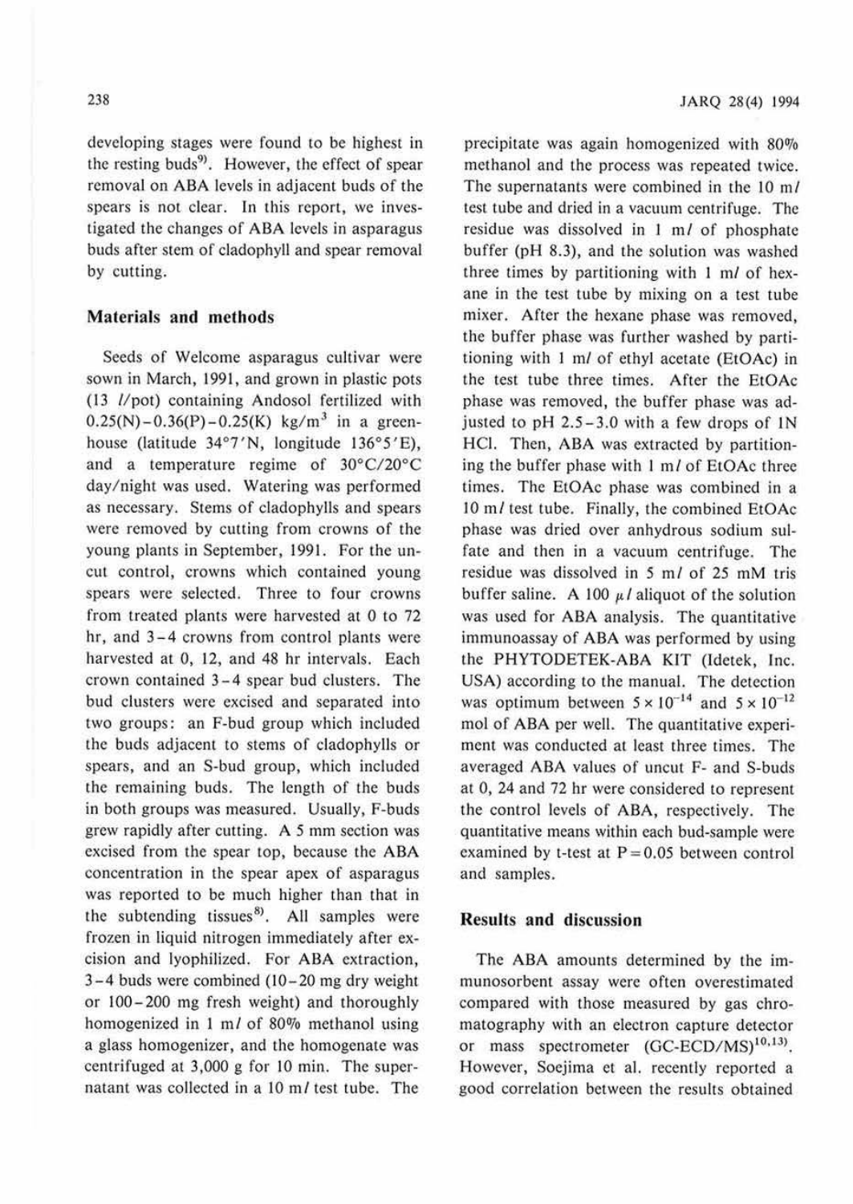developing stages were found to be highest in the resting buds[9]. However, the effect of spear removal on ABA levels in adjacent buds of the spears is not clear. In this report, we investigated the changes of ABA levels in asparagus buds after stem of cladophyll and spear removal by cutting.

## Materials and methods

Seeds of Welcome asparagus cultivar were sown in March, 1991, and grown in plastic pots (13 *l*/pot) containing Andosol fertilized with 0.25(N)–0.36(P)–0.25(K) kg/m$^3$ in a greenhouse (latitude 34°7′N, longitude 136°5′E), and a temperature regime of 30°C/20°C day/night was used. Watering was performed as necessary. Stems of cladophylls and spears were removed by cutting from crowns of the young plants in September, 1991. For the uncut control, crowns which contained young spears were selected. Three to four crowns from treated plants were harvested at 0 to 72 hr, and 3–4 crowns from control plants were harvested at 0, 12, and 48 hr intervals. Each crown contained 3–4 spear bud clusters. The bud clusters were excised and separated into two groups: an F-bud group which included the buds adjacent to stems of cladophylls or spears, and an S-bud group, which included the remaining buds. The length of the buds in both groups was measured. Usually, F-buds grew rapidly after cutting. A 5 mm section was excised from the spear top, because the ABA concentration in the spear apex of asparagus was reported to be much higher than that in the subtending tissues[8]. All samples were frozen in liquid nitrogen immediately after excision and lyophilized. For ABA extraction, 3–4 buds were combined (10–20 mg dry weight or 100–200 mg fresh weight) and thoroughly homogenized in 1 m*l* of 80% methanol using a glass homogenizer, and the homogenate was centrifuged at 3,000 g for 10 min. The supernatant was collected in a 10 m*l* test tube. The precipitate was again homogenized with 80% methanol and the process was repeated twice. The supernatants were combined in the 10 m*l* test tube and dried in a vacuum centrifuge. The residue was dissolved in 1 m*l* of phosphate buffer (pH 8.3), and the solution was washed three times by partitioning with 1 m*l* of hexane in the test tube by mixing on a test tube mixer. After the hexane phase was removed, the buffer phase was further washed by partitioning with 1 m*l* of ethyl acetate (EtOAc) in the test tube three times. After the EtOAc phase was removed, the buffer phase was adjusted to pH 2.5–3.0 with a few drops of 1N HCl. Then, ABA was extracted by partitioning the buffer phase with 1 m*l* of EtOAc three times. The EtOAc phase was combined in a 10 m*l* test tube. Finally, the combined EtOAc phase was dried over anhydrous sodium sulfate and then in a vacuum centrifuge. The residue was dissolved in 5 m*l* of 25 mM tris buffer saline. A 100 $\mu l$ aliquot of the solution was used for ABA analysis. The quantitative immunoassay of ABA was performed by using the PHYTODETEK-ABA KIT (Idetek, Inc. USA) according to the manual. The detection was optimum between $5 \times 10^{-14}$ and $5 \times 10^{-12}$ mol of ABA per well. The quantitative experiment was conducted at least three times. The averaged ABA values of uncut F- and S-buds at 0, 24 and 72 hr were considered to represent the control levels of ABA, respectively. The quantitative means within each bud-sample were examined by t-test at $P = 0.05$ between control and samples.

## Results and discussion

The ABA amounts determined by the immunosorbent assay were often overestimated compared with those measured by gas chromatography with an electron capture detector or mass spectrometer (GC-ECD/MS)[10,13]. However, Soejima et al. recently reported a good correlation between the results obtained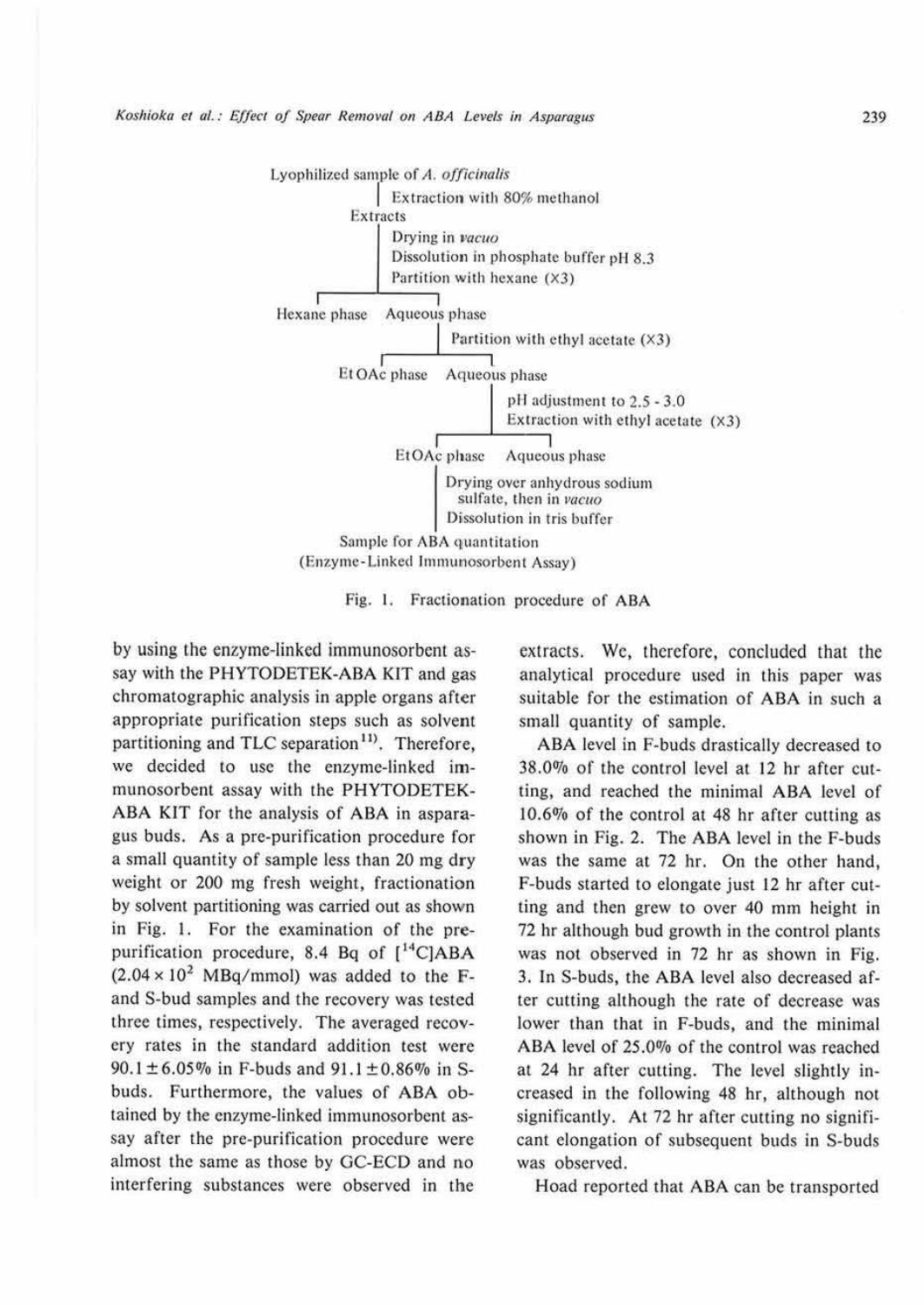Lyophilized sample of *A. officinalis*

- Extraction with 80% methanol

Extracts

- Drying in *vacuo*
- Dissolution in phosphate buffer pH 8.3
- Partition with hexane (×3)

Hexane phase | Aqueous phase

- Partition with ethyl acetate (×3)

EtOAc phase | Aqueous phase

- pH adjustment to 2.5 - 3.0
- Extraction with ethyl acetate (×3)

EtOAc phase | Aqueous phase

- Drying over anhydrous sodium sulfate, then in *vacuo*
- Dissolution in tris buffer

Sample for ABA quantitation (Enzyme-Linked Immunosorbent Assay)

Fig. 1. Fractionation procedure of ABA

by using the enzyme-linked immunosorbent assay with the PHYTODETEK-ABA KIT and gas chromatographic analysis in apple organs after appropriate purification steps such as solvent partitioning and TLC separation[11]. Therefore, we decided to use the enzyme-linked immunosorbent assay with the PHYTODETEK-ABA KIT for the analysis of ABA in asparagus buds. As a pre-purification procedure for a small quantity of sample less than 20 mg dry weight or 200 mg fresh weight, fractionation by solvent partitioning was carried out as shown in Fig. 1. For the examination of the pre-purification procedure, 8.4 Bq of [$^{14}$C]ABA ($2.04 \times 10^2$ MBq/mmol) was added to the F- and S-bud samples and the recovery was tested three times, respectively. The averaged recovery rates in the standard addition test were $90.1 \pm 6.05$% in F-buds and $91.1 \pm 0.86$% in S-buds. Furthermore, the values of ABA obtained by the enzyme-linked immunosorbent assay after the pre-purification procedure were almost the same as those by GC-ECD and no interfering substances were observed in the extracts. We, therefore, concluded that the analytical procedure used in this paper was suitable for the estimation of ABA in such a small quantity of sample.

ABA level in F-buds drastically decreased to 38.0% of the control level at 12 hr after cutting, and reached the minimal ABA level of 10.6% of the control at 48 hr after cutting as shown in Fig. 2. The ABA level in the F-buds was the same at 72 hr. On the other hand, F-buds started to elongate just 12 hr after cutting and then grew to over 40 mm height in 72 hr although bud growth in the control plants was not observed in 72 hr as shown in Fig. 3. In S-buds, the ABA level also decreased after cutting although the rate of decrease was lower than that in F-buds, and the minimal ABA level of 25.0% of the control was reached at 24 hr after cutting. The level slightly increased in the following 48 hr, although not significantly. At 72 hr after cutting no significant elongation of subsequent buds in S-buds was observed.

Hoad reported that ABA can be transported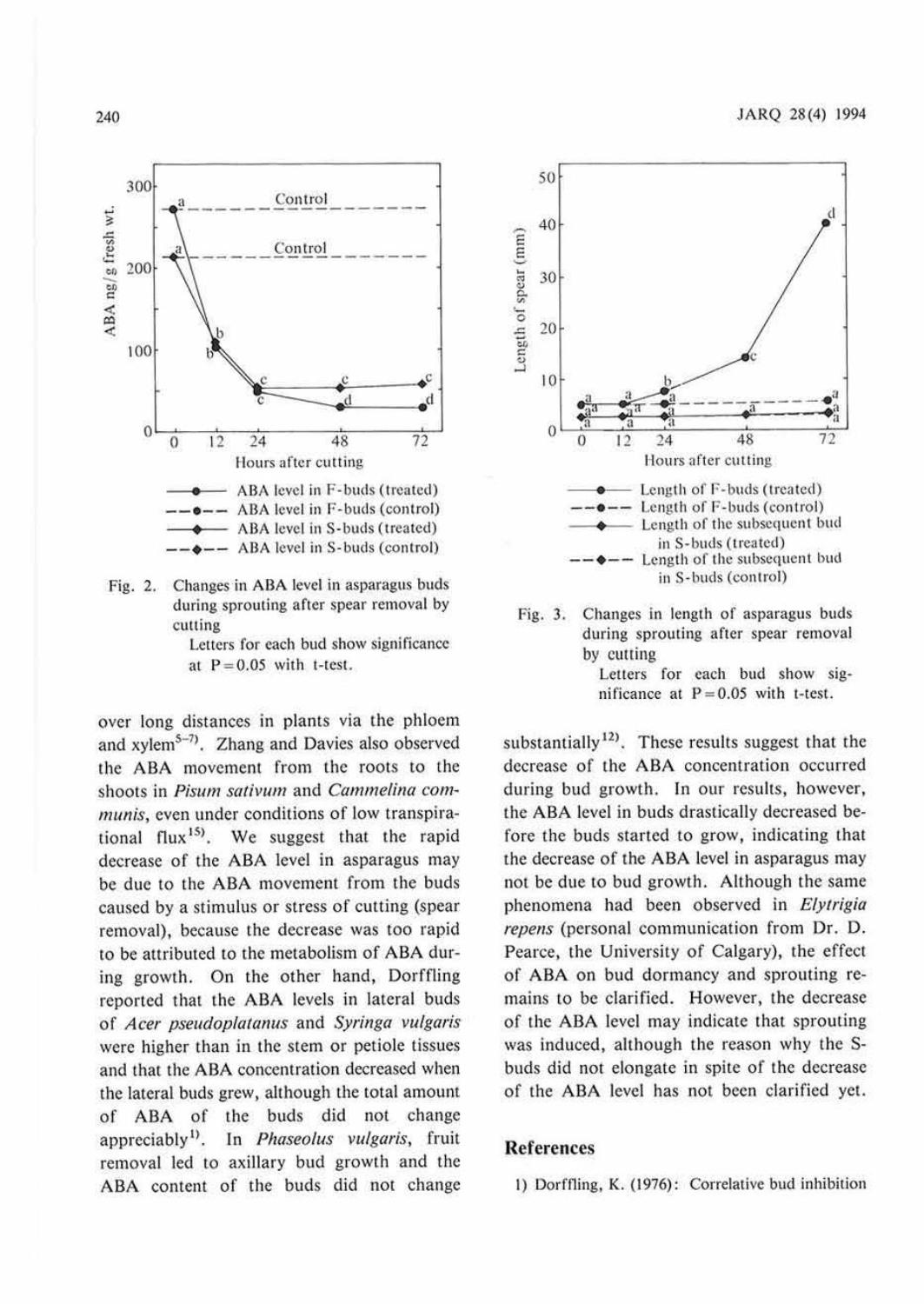Fig. 2. Changes in ABA level in asparagus buds during sprouting after spear removal by cutting

Letters for each bud show significance at $P = 0.05$ with t-test.

Fig. 3. Changes in length of asparagus buds during sprouting after spear removal by cutting

Letters for each bud show significance at $P = 0.05$ with t-test.

over long distances in plants via the phloem and xylem[5–7]. Zhang and Davies also observed the ABA movement from the roots to the shoots in *Pisum sativum* and *Cammelina communis*, even under conditions of low transpirational flux[15]. We suggest that the rapid decrease of the ABA level in asparagus may be due to the ABA movement from the buds caused by a stimulus or stress of cutting (spear removal), because the decrease was too rapid to be attributed to the metabolism of ABA during growth. On the other hand, Dorffling reported that the ABA levels in lateral buds of *Acer pseudoplatanus* and *Syringa vulgaris* were higher than in the stem or petiole tissues and that the ABA concentration decreased when the lateral buds grew, although the total amount of ABA of the buds did not change appreciably[1]. In *Phaseolus vulgaris*, fruit removal led to axillary bud growth and the ABA content of the buds did not change substantially[12]. These results suggest that the decrease of the ABA concentration occurred during bud growth. In our results, however, the ABA level in buds drastically decreased before the buds started to grow, indicating that the decrease of the ABA level in asparagus may not be due to bud growth. Although the same phenomena had been observed in *Elytrigia repens* (personal communication from Dr. D. Pearce, the University of Calgary), the effect of ABA on bud dormancy and sprouting remains to be clarified. However, the decrease of the ABA level may indicate that sprouting was induced, although the reason why the S-buds did not elongate in spite of the decrease of the ABA level has not been clarified yet.

## References

1) Dorffling, K. (1976): Correlative bud inhibition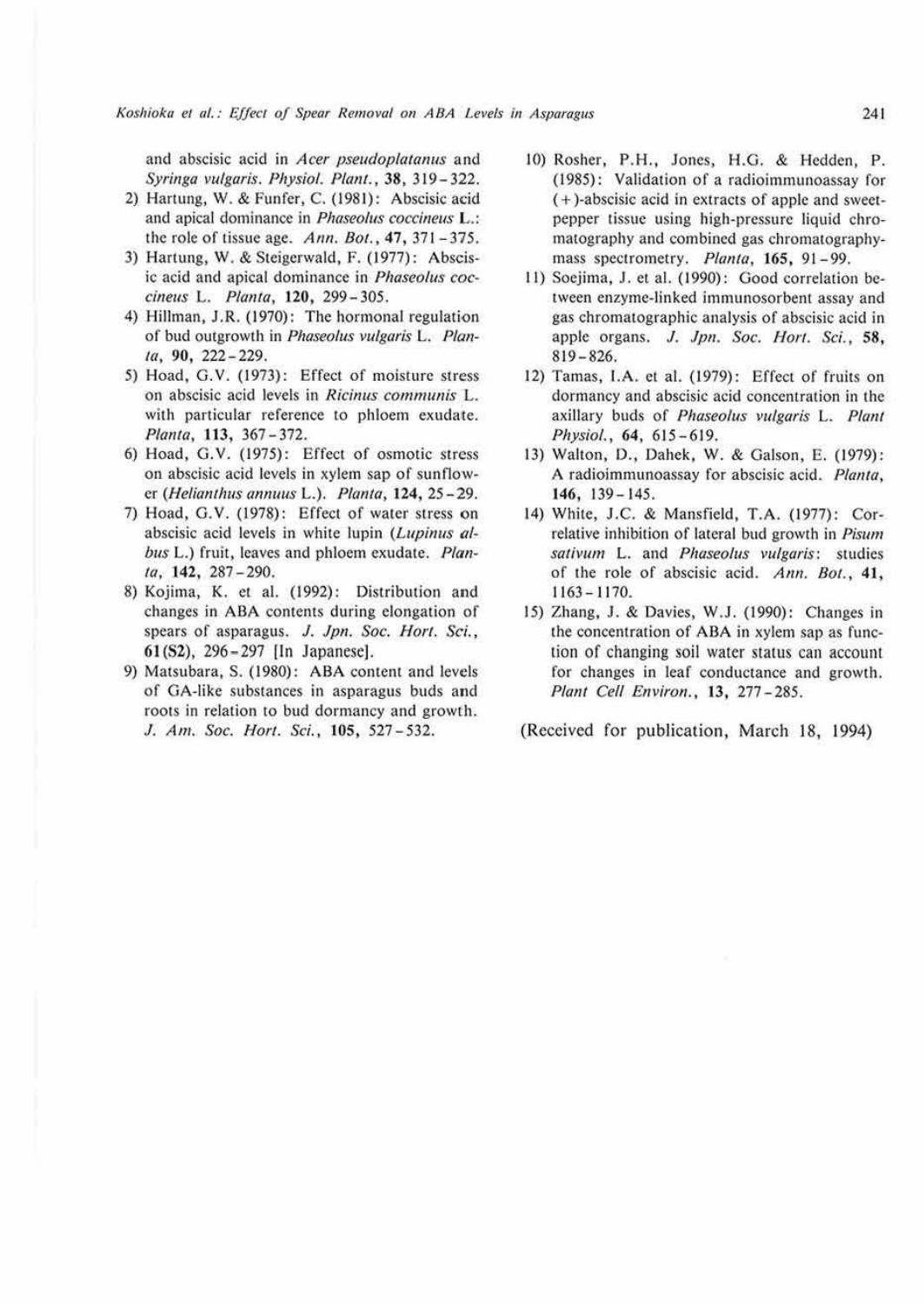and abscisic acid in *Acer pseudoplatanus* and *Syringa vulgaris*. *Physiol. Plant.*, **38**, 319–322.

2) Hartung, W. & Funfer, C. (1981): Abscisic acid and apical dominance in *Phaseolus coccineus* L.: the role of tissue age. *Ann. Bot.*, **47**, 371–375.
3) Hartung, W. & Steigerwald, F. (1977): Abscisic acid and apical dominance in *Phaseolus coccineus* L. *Planta*, **120**, 299–305.
4) Hillman, J.R. (1970): The hormonal regulation of bud outgrowth in *Phaseolus vulgaris* L. *Planta*, **90**, 222–229.
5) Hoad, G.V. (1973): Effect of moisture stress on abscisic acid levels in *Ricinus communis* L. with particular reference to phloem exudate. *Planta*, **113**, 367–372.
6) Hoad, G.V. (1975): Effect of osmotic stress on abscisic acid levels in xylem sap of sunflower (*Helianthus annuus* L.). *Planta*, **124**, 25–29.
7) Hoad, G.V. (1978): Effect of water stress on abscisic acid levels in white lupin (*Lupinus albus* L.) fruit, leaves and phloem exudate. *Planta*, **142**, 287–290.
8) Kojima, K. et al. (1992): Distribution and changes in ABA contents during elongation of spears of asparagus. *J. Jpn. Soc. Hort. Sci.*, **61**(S2), 296–297 [In Japanese].
9) Matsubara, S. (1980): ABA content and levels of GA-like substances in asparagus buds and roots in relation to bud dormancy and growth. *J. Am. Soc. Hort. Sci.*, **105**, 527–532.
10) Rosher, P.H., Jones, H.G. & Hedden, P. (1985): Validation of a radioimmunoassay for (+)-abscisic acid in extracts of apple and sweet-pepper tissue using high-pressure liquid chromatography and combined gas chromatography-mass spectrometry. *Planta*, **165**, 91–99.
11) Soejima, J. et al. (1990): Good correlation between enzyme-linked immunosorbent assay and gas chromatographic analysis of abscisic acid in apple organs. *J. Jpn. Soc. Hort. Sci.*, **58**, 819–826.
12) Tamas, I.A. et al. (1979): Effect of fruits on dormancy and abscisic acid concentration in the axillary buds of *Phaseolus vulgaris* L. *Plant Physiol.*, **64**, 615–619.
13) Walton, D., Dahek, W. & Galson, E. (1979): A radioimmunoassay for abscisic acid. *Planta*, **146**, 139–145.
14) White, J.C. & Mansfield, T.A. (1977): Correlative inhibition of lateral bud growth in *Pisum sativum* L. and *Phaseolus vulgaris*: studies of the role of abscisic acid. *Ann. Bot.*, **41**, 1163–1170.
15) Zhang, J. & Davies, W.J. (1990): Changes in the concentration of ABA in xylem sap as function of changing soil water status can account for changes in leaf conductance and growth. *Plant Cell Environ.*, **13**, 277–285.

(Received for publication, March 18, 1994)